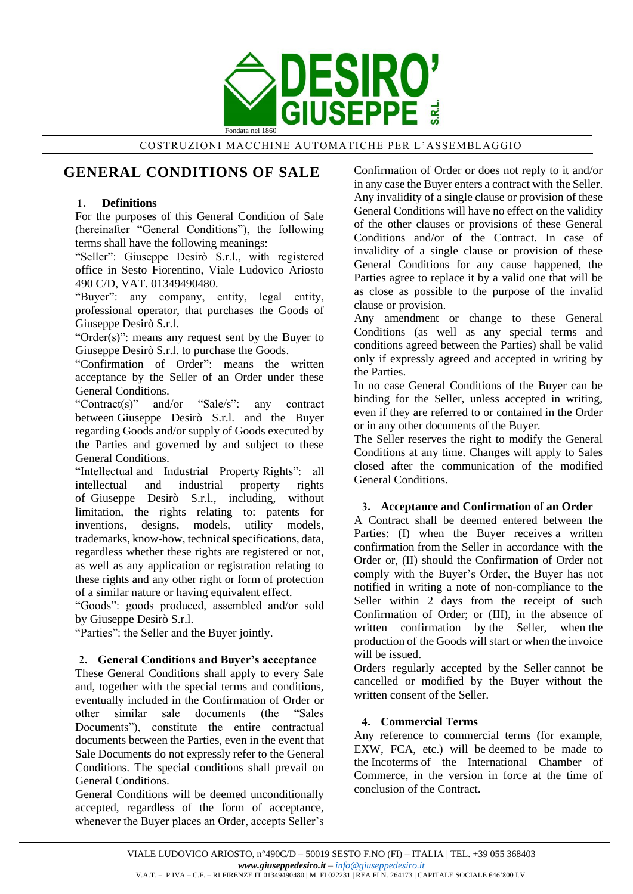# GENERAL CONDITIONS OF SALE

## 1. Definitions

For the purposes of this General Condition of Sale (hereinafter "General Conditions"), the following terms shall have the following meanings:

"Seller": Giuseppe Desirò S.r.l., with registered office in Sesto Fiorentino, Viale Ludovico Ariosto 490 C/D, VAT. 01349490480.

"Buyer": any company, entity, legal entity, professional operator, that purchases the Goods of Giuseppe Desirò S.r.l.

"Order(s)": means any request sent by the Buyer to Giuseppe Desirò S.r.l. to purchase the Goods.

"Confirmation of Order": means the written acceptance by the Seller of an Order under these General Conditions.

"Contract(s)" and/or "Sale/s": any contract between Giuseppe Desirò S.r.l. and the Buyer regarding Goods and/or supply of Goods executed by the Parties and governed by and subject to these General Conditions.

"Intellectual and Industrial Property Rights": all intellectual and industrial property rights of Giuseppe Desirò S.r.l., including, without limitation, the rights relating to: patents for inventions, designs, models, utility models, trademarks, know-how, technical specifications, data, regardless whether these rights are registered or not, as well as any application or registration relating to these rights and any other right or form of protection of a similar nature or having equivalent effect.

"Goods": goods produced, assembled and/or sold by Giuseppe Desirò S.r.l.

"Parties": the Seller and the Buyer jointly.

## 2. General Conditions and Buyer's acceptance

These General Conditions shall apply to every Sale and, together with the special terms and conditions, eventually included in the Confirmation of Order or other similar sale documents (the "Sales Documents"), constitute the entire contractual documents between the Parties, even in the event that Sale Documents do not expressly refer to the General Conditions. The special conditions shall prevail on General Conditions.

General Conditions will be deemed unconditionally accepted, regardless of the form of acceptance, whenever the Buyer places an Order, accepts Seller's Confirmation of Order or does not reply to it and/or in any case the Buyer enters a contract with the Seller.

Any invalidity of a single clause or provision of these General Conditions will have no effect on the validity of the other clauses or provisions of these General Conditions and/or of the Contract. In case of invalidity of a single clause or provision of these General Conditions for any cause happened, the Parties agree to replace it by a valid one that will be as close as possible to the purpose of the invalid clause or provision.

Any amendment or change to these General Conditions (as well as any special terms and conditions agreed between the Parties) shall be valid only if expressly agreed and accepted in writing by the Parties.

In no case General Conditions of the Buyer can be binding for the Seller, unless accepted in writing, even if they are referred to or contained in the Order or in any other documents of the Buyer.

The Seller reserves the right to modify the General Conditions at any time. Changes will apply to Sales closed after the communication of the modified General Conditions.

## 3. Acceptance and Confirmation of an Order

A Contract shall be deemed entered between the Parties: (I) when the Buyer receives a written confirmation from the Seller in accordance with the Order or, (II) should the Confirmation of Order not comply with the Buyer's Order, the Buyer has not notified in writing a note of non-compliance to the Seller within 2 days from the receipt of such Confirmation of Order; or (III), in the absence of written confirmation by the Seller, when the production of the Goods will start or when the invoice will be issued.

Orders regularly accepted by the Seller cannot be cancelled or modified by the Buyer without the written consent of the Seller.

## 4. Commercial Terms

Any reference to commercial terms (for example, EXW, FCA, etc.) will be deemed to be made to the Incoterms of the International Chamber of Commerce, in the version in force at the time of conclusion of the Contract.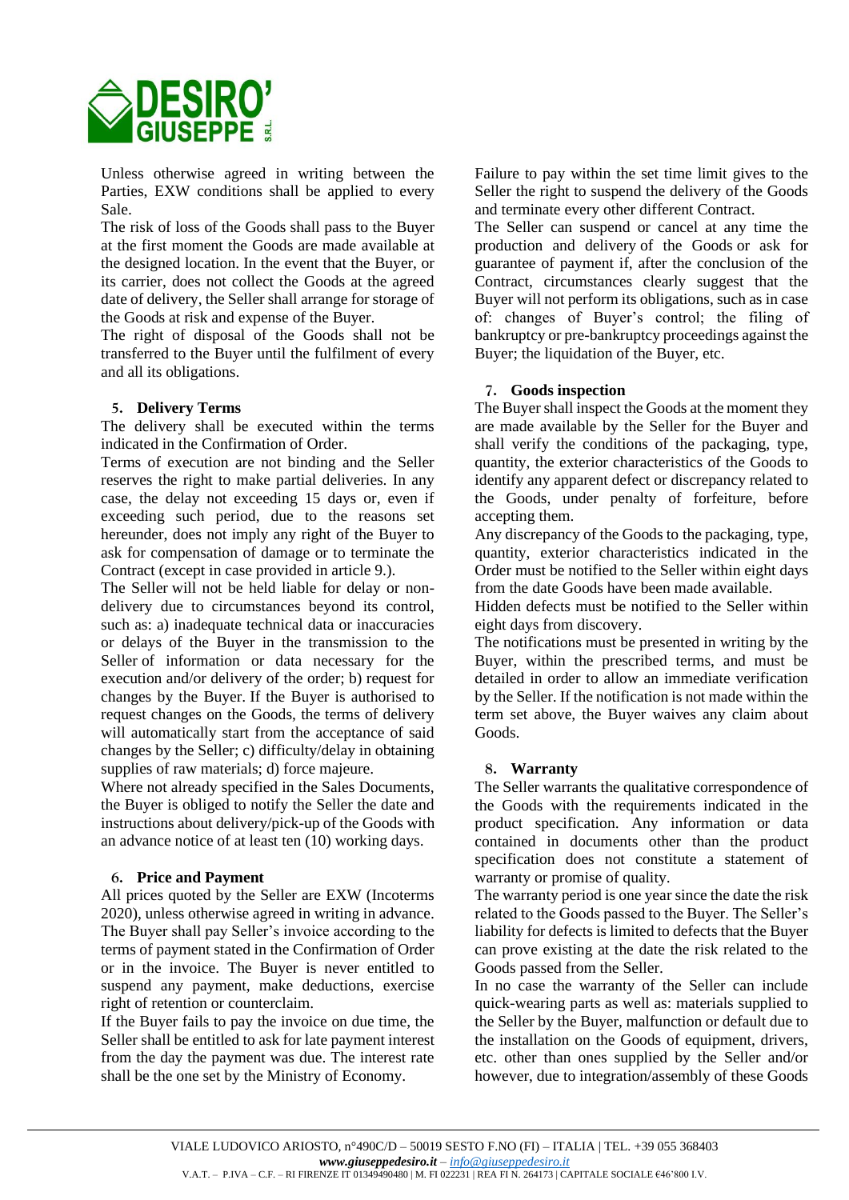Unless otherwise agreed in writing between the Parties, EXW conditions shall be applied to every Sale.

The risk of loss of the Goods shall pass to the Buyer at the first moment the Goods are made available at the designed location. In the event that the Buyer, or its carrier, does not collect the Goods at the agreed date of delivery, the Seller shall arrange for storage of the Goods at risk and expense of the Buyer.

The right of disposal of the Goods shall not be transferred to the Buyer until the fulfilment of every and all its obligations.

### 5. Delivery Terms

The delivery shall be executed within the terms indicated in the Confirmation of Order.

Terms of execution are not binding and the Seller reserves the right to make partial deliveries. In any case, the delay not exceeding 15 days or, even if exceeding such period, due to the reasons set hereunder, does not imply any right of the Buyer to ask for compensation of damage or to terminate the Contract (except in case provided in article 9.).

The Seller will not be held liable for delay or non-delivery due to circumstances beyond its control, such as: a) inadequate technical data or inaccuracies or delays of the Buyer in the transmission to the Seller of information or data necessary for the execution and/or delivery of the order; b) request for changes by the Buyer. If the Buyer is authorised to request changes on the Goods, the terms of delivery will automatically start from the acceptance of said changes by the Seller; c) difficulty/delay in obtaining supplies of raw materials; d) force majeure.

Where not already specified in the Sales Documents, the Buyer is obliged to notify the Seller the date and instructions about delivery/pick-up of the Goods with an advance notice of at least ten (10) working days.

### 6. Price and Payment

All prices quoted by the Seller are EXW (Incoterms 2020), unless otherwise agreed in writing in advance. The Buyer shall pay Seller's invoice according to the terms of payment stated in the Confirmation of Order or in the invoice. The Buyer is never entitled to suspend any payment, make deductions, exercise right of retention or counterclaim.

If the Buyer fails to pay the invoice on due time, the Seller shall be entitled to ask for late payment interest from the day the payment was due. The interest rate shall be the one set by the Ministry of Economy.

Failure to pay within the set time limit gives to the Seller the right to suspend the delivery of the Goods and terminate every other different Contract.

The Seller can suspend or cancel at any time the production and delivery of the Goods or ask for guarantee of payment if, after the conclusion of the Contract, circumstances clearly suggest that the Buyer will not perform its obligations, such as in case of: changes of Buyer's control; the filing of bankruptcy or pre-bankruptcy proceedings against the Buyer; the liquidation of the Buyer, etc.

### 7. Goods inspection

The Buyer shall inspect the Goods at the moment they are made available by the Seller for the Buyer and shall verify the conditions of the packaging, type, quantity, the exterior characteristics of the Goods to identify any apparent defect or discrepancy related to the Goods, under penalty of forfeiture, before accepting them.

Any discrepancy of the Goods to the packaging, type, quantity, exterior characteristics indicated in the Order must be notified to the Seller within eight days from the date Goods have been made available.

Hidden defects must be notified to the Seller within eight days from discovery.

The notifications must be presented in writing by the Buyer, within the prescribed terms, and must be detailed in order to allow an immediate verification by the Seller. If the notification is not made within the term set above, the Buyer waives any claim about Goods.

### 8. Warranty

The Seller warrants the qualitative correspondence of the Goods with the requirements indicated in the product specification. Any information or data contained in documents other than the product specification does not constitute a statement of warranty or promise of quality.

The warranty period is one year since the date the risk related to the Goods passed to the Buyer. The Seller's liability for defects is limited to defects that the Buyer can prove existing at the date the risk related to the Goods passed from the Seller.

In no case the warranty of the Seller can include quick-wearing parts as well as: materials supplied to the Seller by the Buyer, malfunction or default due to the installation on the Goods of equipment, drivers, etc. other than ones supplied by the Seller and/or however, due to integration/assembly of these Goods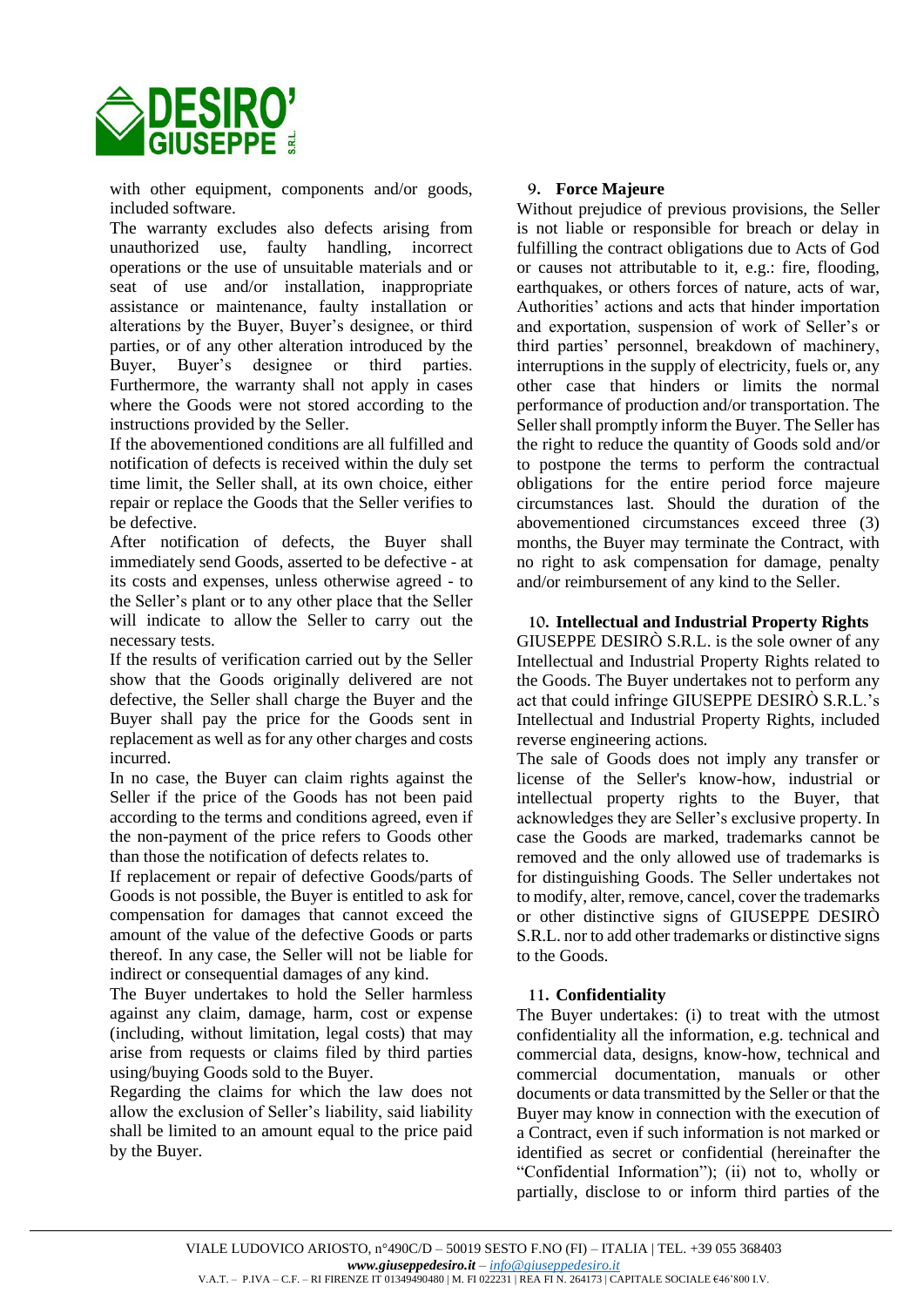with other equipment, components and/or goods, included software.

The warranty excludes also defects arising from unauthorized use, faulty handling, incorrect operations or the use of unsuitable materials and or seat of use and/or installation, inappropriate assistance or maintenance, faulty installation or alterations by the Buyer, Buyer's designee, or third parties, or of any other alteration introduced by the Buyer, Buyer's designee or third parties. Furthermore, the warranty shall not apply in cases where the Goods were not stored according to the instructions provided by the Seller.

If the abovementioned conditions are all fulfilled and notification of defects is received within the duly set time limit, the Seller shall, at its own choice, either repair or replace the Goods that the Seller verifies to be defective.

After notification of defects, the Buyer shall immediately send Goods, asserted to be defective - at its costs and expenses, unless otherwise agreed - to the Seller's plant or to any other place that the Seller will indicate to allow the Seller to carry out the necessary tests.

If the results of verification carried out by the Seller show that the Goods originally delivered are not defective, the Seller shall charge the Buyer and the Buyer shall pay the price for the Goods sent in replacement as well as for any other charges and costs incurred.

In no case, the Buyer can claim rights against the Seller if the price of the Goods has not been paid according to the terms and conditions agreed, even if the non-payment of the price refers to Goods other than those the notification of defects relates to.

If replacement or repair of defective Goods/parts of Goods is not possible, the Buyer is entitled to ask for compensation for damages that cannot exceed the amount of the value of the defective Goods or parts thereof. In any case, the Seller will not be liable for indirect or consequential damages of any kind.

The Buyer undertakes to hold the Seller harmless against any claim, damage, harm, cost or expense (including, without limitation, legal costs) that may arise from requests or claims filed by third parties using/buying Goods sold to the Buyer.

Regarding the claims for which the law does not allow the exclusion of Seller's liability, said liability shall be limited to an amount equal to the price paid by the Buyer.

## 9. Force Majeure

Without prejudice of previous provisions, the Seller is not liable or responsible for breach or delay in fulfilling the contract obligations due to Acts of God or causes not attributable to it, e.g.: fire, flooding, earthquakes, or others forces of nature, acts of war, Authorities' actions and acts that hinder importation and exportation, suspension of work of Seller's or third parties' personnel, breakdown of machinery, interruptions in the supply of electricity, fuels or, any other case that hinders or limits the normal performance of production and/or transportation. The Seller shall promptly inform the Buyer. The Seller has the right to reduce the quantity of Goods sold and/or to postpone the terms to perform the contractual obligations for the entire period force majeure circumstances last. Should the duration of the abovementioned circumstances exceed three (3) months, the Buyer may terminate the Contract, with no right to ask compensation for damage, penalty and/or reimbursement of any kind to the Seller.

## 10. Intellectual and Industrial Property Rights

GIUSEPPE DESIRÒ S.R.L. is the sole owner of any Intellectual and Industrial Property Rights related to the Goods. The Buyer undertakes not to perform any act that could infringe GIUSEPPE DESIRÒ S.R.L.'s Intellectual and Industrial Property Rights, included reverse engineering actions.

The sale of Goods does not imply any transfer or license of the Seller's know-how, industrial or intellectual property rights to the Buyer, that acknowledges they are Seller's exclusive property. In case the Goods are marked, trademarks cannot be removed and the only allowed use of trademarks is for distinguishing Goods. The Seller undertakes not to modify, alter, remove, cancel, cover the trademarks or other distinctive signs of GIUSEPPE DESIRÒ S.R.L. nor to add other trademarks or distinctive signs to the Goods.

## 11. Confidentiality

The Buyer undertakes: (i) to treat with the utmost confidentiality all the information, e.g. technical and commercial data, designs, know-how, technical and commercial documentation, manuals or other documents or data transmitted by the Seller or that the Buyer may know in connection with the execution of a Contract, even if such information is not marked or identified as secret or confidential (hereinafter the "Confidential Information"); (ii) not to, wholly or partially, disclose to or inform third parties of the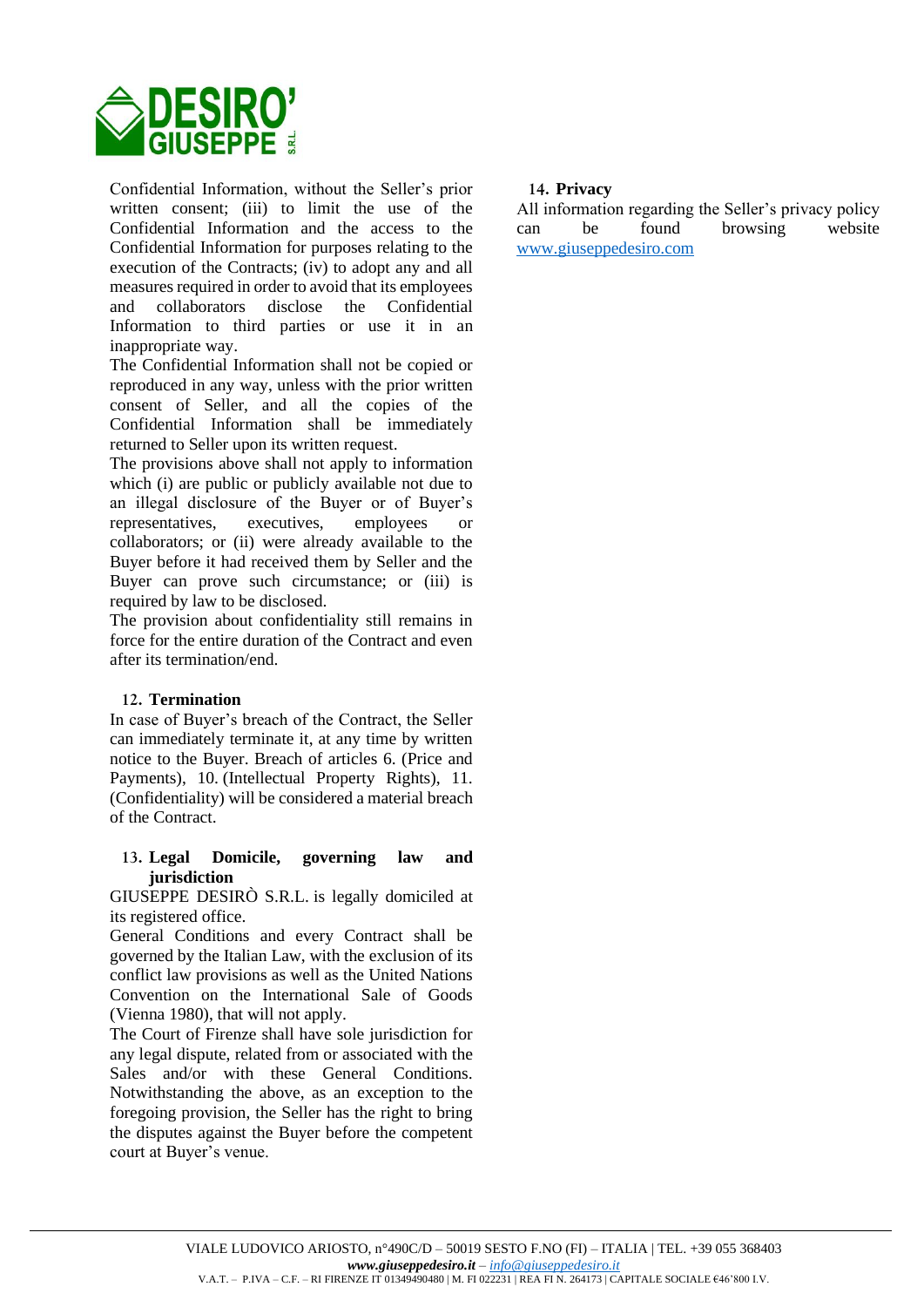Confidential Information, without the Seller's prior written consent; (iii) to limit the use of the Confidential Information and the access to the Confidential Information for purposes relating to the execution of the Contracts; (iv) to adopt any and all measures required in order to avoid that its employees and collaborators disclose the Confidential Information to third parties or use it in an inappropriate way.

The Confidential Information shall not be copied or reproduced in any way, unless with the prior written consent of Seller, and all the copies of the Confidential Information shall be immediately returned to Seller upon its written request.

The provisions above shall not apply to information which (i) are public or publicly available not due to an illegal disclosure of the Buyer or of Buyer's representatives, executives, employees or collaborators; or (ii) were already available to the Buyer before it had received them by Seller and the Buyer can prove such circumstance; or (iii) is required by law to be disclosed.

The provision about confidentiality still remains in force for the entire duration of the Contract and even after its termination/end.

## 12. Termination

In case of Buyer's breach of the Contract, the Seller can immediately terminate it, at any time by written notice to the Buyer. Breach of articles 6. (Price and Payments), 10. (Intellectual Property Rights), 11. (Confidentiality) will be considered a material breach of the Contract.

## 13. Legal Domicile, governing law and jurisdiction

GIUSEPPE DESIRÒ S.R.L. is legally domiciled at its registered office.

General Conditions and every Contract shall be governed by the Italian Law, with the exclusion of its conflict law provisions as well as the United Nations Convention on the International Sale of Goods (Vienna 1980), that will not apply.

The Court of Firenze shall have sole jurisdiction for any legal dispute, related from or associated with the Sales and/or with these General Conditions. Notwithstanding the above, as an exception to the foregoing provision, the Seller has the right to bring the disputes against the Buyer before the competent court at Buyer's venue.

## 14. Privacy

All information regarding the Seller's privacy policy can be found browsing website www.giuseppedesiro.com